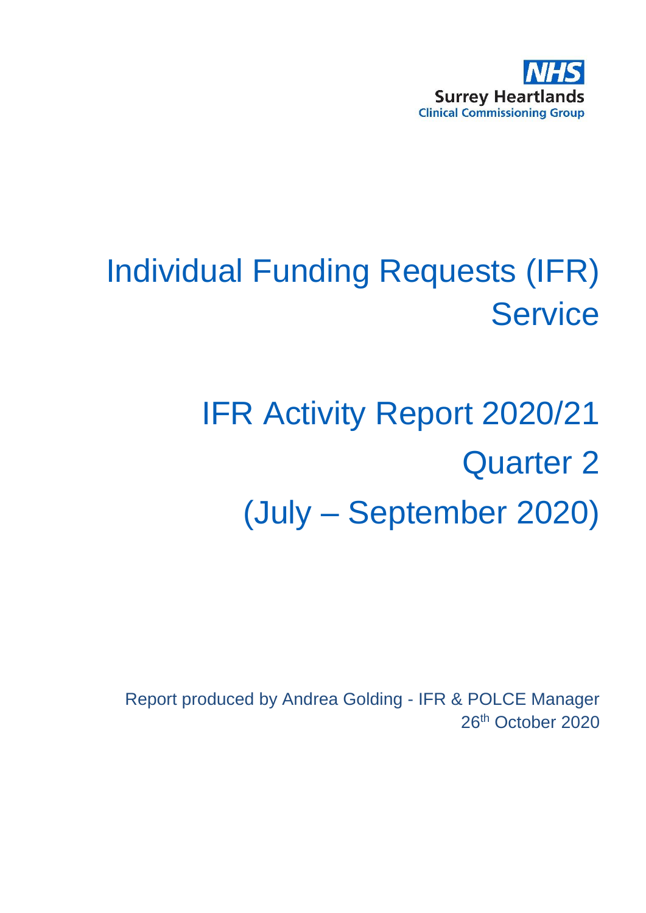NHS Surrey Heartlands Clinical Commissioning Group

# Individual Funding Requests (IFR) Service

# IFR Activity Report 2020/21 Quarter 2 (July – September 2020)

Report produced by Andrea Golding - IFR & POLCE Manager
26th October 2020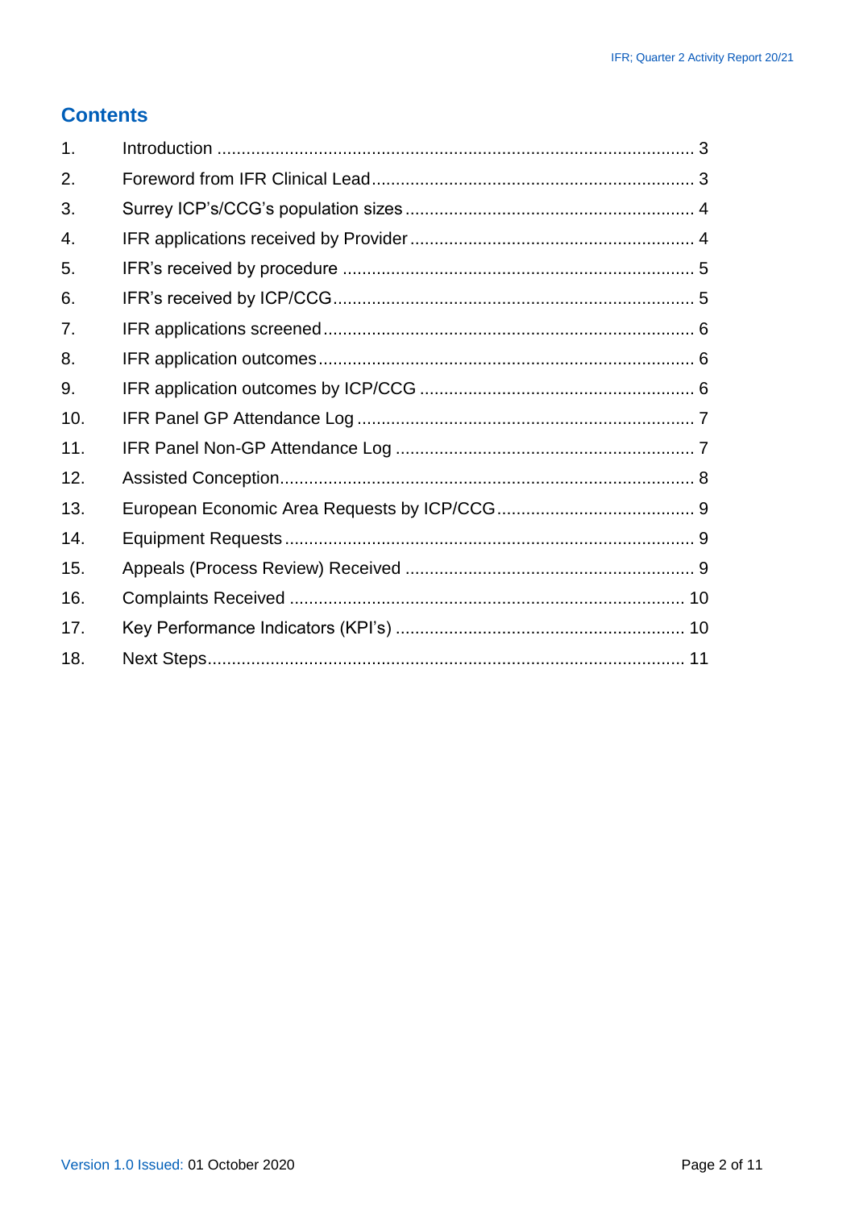## Contents

| | | |
|---|---|---|
| 1. | Introduction | 3 |
| 2. | Foreword from IFR Clinical Lead | 3 |
| 3. | Surrey ICP's/CCG's population sizes | 4 |
| 4. | IFR applications received by Provider | 4 |
| 5. | IFR's received by procedure | 5 |
| 6. | IFR's received by ICP/CCG | 5 |
| 7. | IFR applications screened | 6 |
| 8. | IFR application outcomes | 6 |
| 9. | IFR application outcomes by ICP/CCG | 6 |
| 10. | IFR Panel GP Attendance Log | 7 |
| 11. | IFR Panel Non-GP Attendance Log | 7 |
| 12. | Assisted Conception | 8 |
| 13. | European Economic Area Requests by ICP/CCG | 9 |
| 14. | Equipment Requests | 9 |
| 15. | Appeals (Process Review) Received | 9 |
| 16. | Complaints Received | 10 |
| 17. | Key Performance Indicators (KPI's) | 10 |
| 18. | Next Steps | 11 |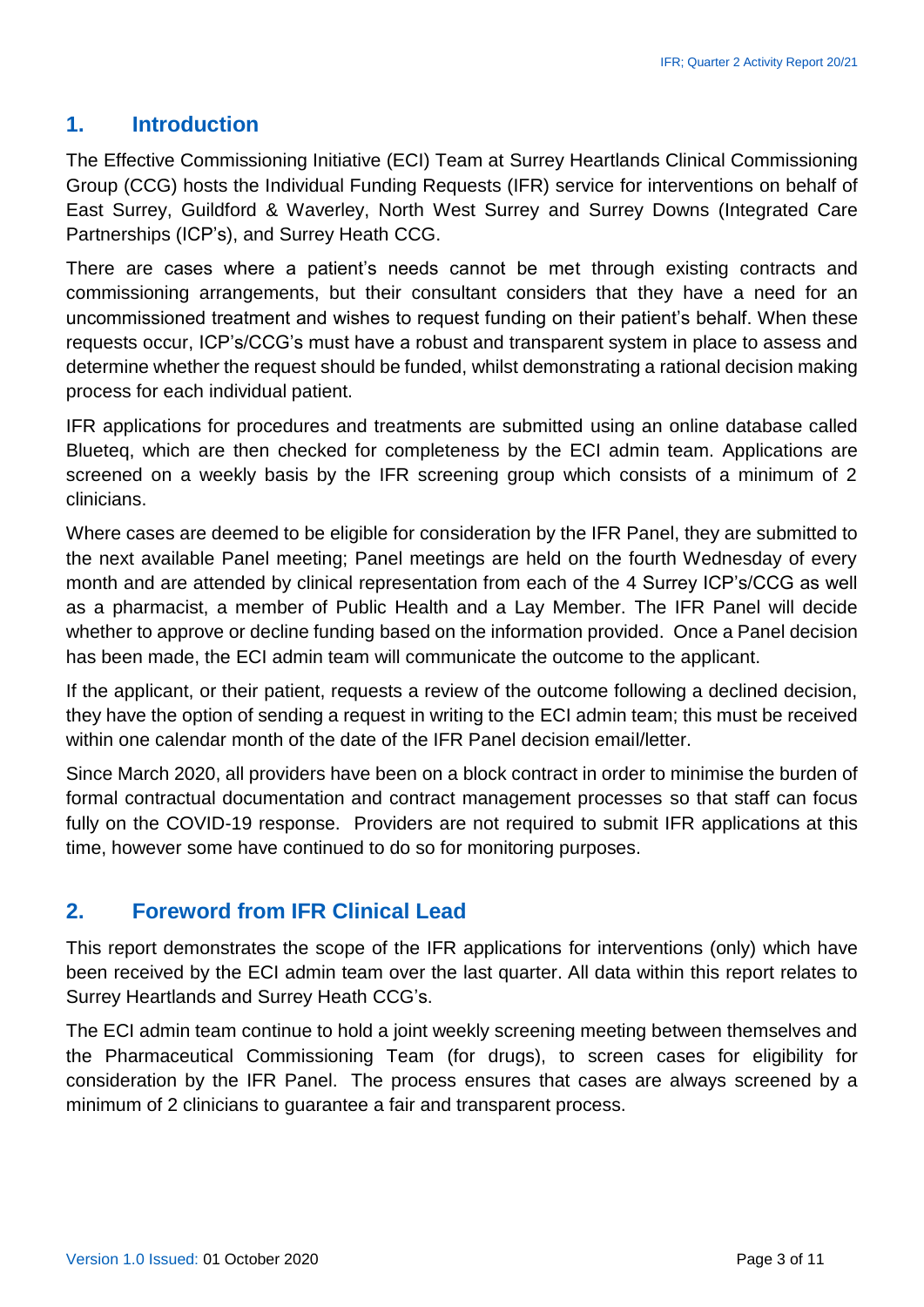## 1. Introduction

The Effective Commissioning Initiative (ECI) Team at Surrey Heartlands Clinical Commissioning Group (CCG) hosts the Individual Funding Requests (IFR) service for interventions on behalf of East Surrey, Guildford & Waverley, North West Surrey and Surrey Downs (Integrated Care Partnerships (ICP's), and Surrey Heath CCG.

There are cases where a patient's needs cannot be met through existing contracts and commissioning arrangements, but their consultant considers that they have a need for an uncommissioned treatment and wishes to request funding on their patient's behalf. When these requests occur, ICP's/CCG's must have a robust and transparent system in place to assess and determine whether the request should be funded, whilst demonstrating a rational decision making process for each individual patient.

IFR applications for procedures and treatments are submitted using an online database called Blueteq, which are then checked for completeness by the ECI admin team. Applications are screened on a weekly basis by the IFR screening group which consists of a minimum of 2 clinicians.

Where cases are deemed to be eligible for consideration by the IFR Panel, they are submitted to the next available Panel meeting; Panel meetings are held on the fourth Wednesday of every month and are attended by clinical representation from each of the 4 Surrey ICP's/CCG as well as a pharmacist, a member of Public Health and a Lay Member. The IFR Panel will decide whether to approve or decline funding based on the information provided. Once a Panel decision has been made, the ECI admin team will communicate the outcome to the applicant.

If the applicant, or their patient, requests a review of the outcome following a declined decision, they have the option of sending a request in writing to the ECI admin team; this must be received within one calendar month of the date of the IFR Panel decision email/letter.

Since March 2020, all providers have been on a block contract in order to minimise the burden of formal contractual documentation and contract management processes so that staff can focus fully on the COVID-19 response. Providers are not required to submit IFR applications at this time, however some have continued to do so for monitoring purposes.

## 2. Foreword from IFR Clinical Lead

This report demonstrates the scope of the IFR applications for interventions (only) which have been received by the ECI admin team over the last quarter. All data within this report relates to Surrey Heartlands and Surrey Heath CCG's.

The ECI admin team continue to hold a joint weekly screening meeting between themselves and the Pharmaceutical Commissioning Team (for drugs), to screen cases for eligibility for consideration by the IFR Panel. The process ensures that cases are always screened by a minimum of 2 clinicians to guarantee a fair and transparent process.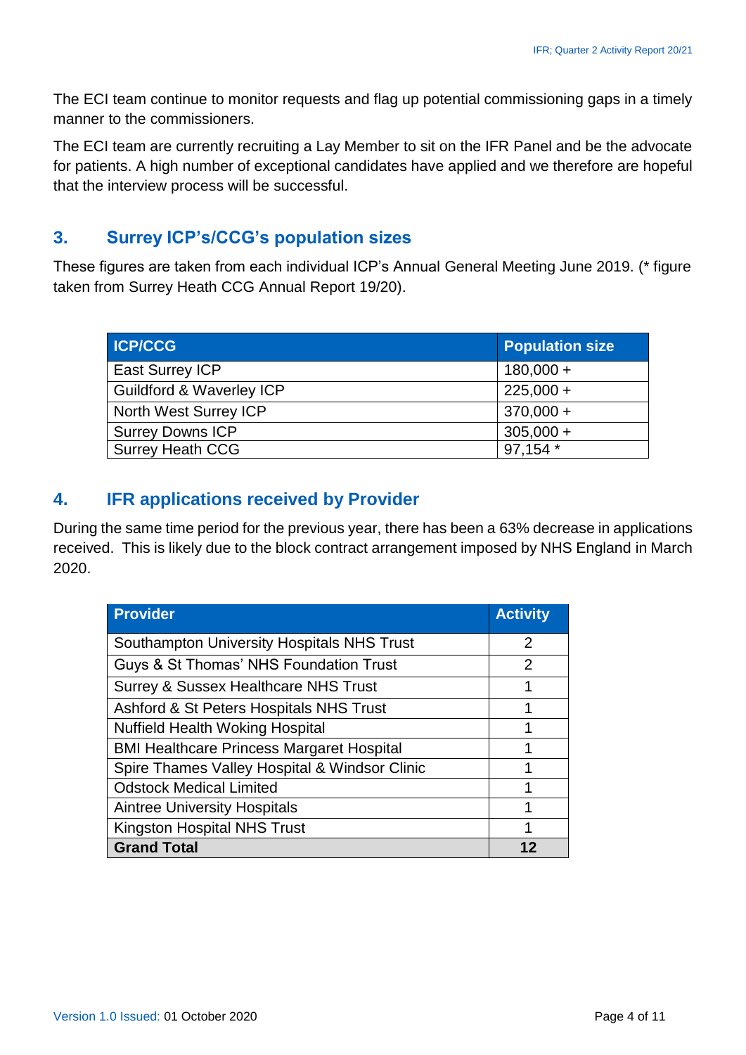The ECI team continue to monitor requests and flag up potential commissioning gaps in a timely manner to the commissioners.

The ECI team are currently recruiting a Lay Member to sit on the IFR Panel and be the advocate for patients. A high number of exceptional candidates have applied and we therefore are hopeful that the interview process will be successful.

## 3. Surrey ICP's/CCG's population sizes

These figures are taken from each individual ICP's Annual General Meeting June 2019. (* figure taken from Surrey Heath CCG Annual Report 19/20).

| ICP/CCG | Population size |
|---|---|
| East Surrey ICP | 180,000 + |
| Guildford & Waverley ICP | 225,000 + |
| North West Surrey ICP | 370,000 + |
| Surrey Downs ICP | 305,000 + |
| Surrey Heath CCG | 97,154 * |

## 4. IFR applications received by Provider

During the same time period for the previous year, there has been a 63% decrease in applications received. This is likely due to the block contract arrangement imposed by NHS England in March 2020.

| Provider | Activity |
|---|---|
| Southampton University Hospitals NHS Trust | 2 |
| Guys & St Thomas' NHS Foundation Trust | 2 |
| Surrey & Sussex Healthcare NHS Trust | 1 |
| Ashford & St Peters Hospitals NHS Trust | 1 |
| Nuffield Health Woking Hospital | 1 |
| BMI Healthcare Princess Margaret Hospital | 1 |
| Spire Thames Valley Hospital & Windsor Clinic | 1 |
| Odstock Medical Limited | 1 |
| Aintree University Hospitals | 1 |
| Kingston Hospital NHS Trust | 1 |
| **Grand Total** | **12** |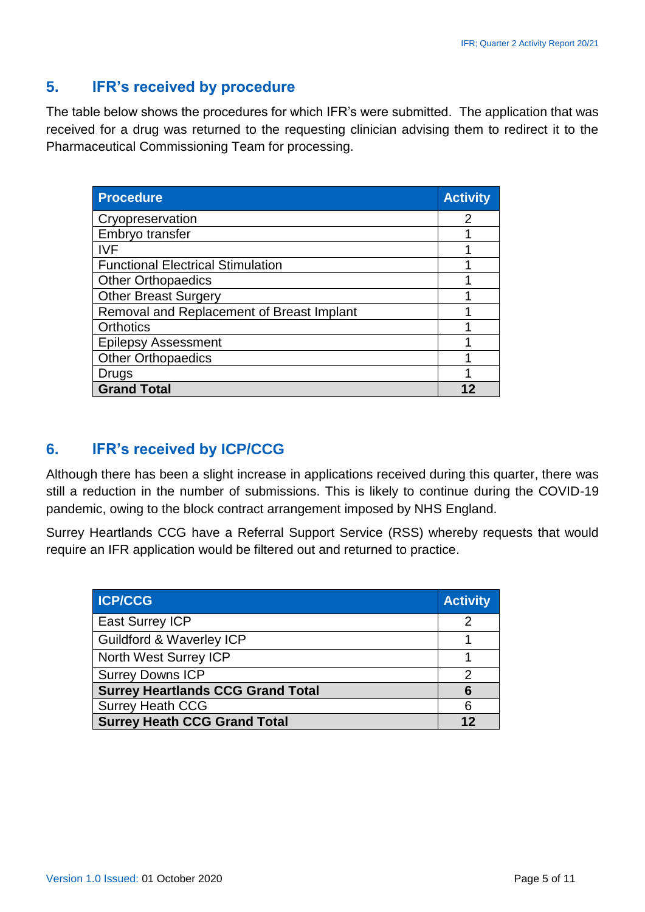## 5. IFR's received by procedure

The table below shows the procedures for which IFR's were submitted. The application that was received for a drug was returned to the requesting clinician advising them to redirect it to the Pharmaceutical Commissioning Team for processing.

| Procedure | Activity |
|---|---|
| Cryopreservation | 2 |
| Embryo transfer | 1 |
| IVF | 1 |
| Functional Electrical Stimulation | 1 |
| Other Orthopaedics | 1 |
| Other Breast Surgery | 1 |
| Removal and Replacement of Breast Implant | 1 |
| Orthotics | 1 |
| Epilepsy Assessment | 1 |
| Other Orthopaedics | 1 |
| Drugs | 1 |
| **Grand Total** | **12** |

## 6. IFR's received by ICP/CCG

Although there has been a slight increase in applications received during this quarter, there was still a reduction in the number of submissions. This is likely to continue during the COVID-19 pandemic, owing to the block contract arrangement imposed by NHS England.

Surrey Heartlands CCG have a Referral Support Service (RSS) whereby requests that would require an IFR application would be filtered out and returned to practice.

| ICP/CCG | Activity |
|---|---|
| East Surrey ICP | 2 |
| Guildford & Waverley ICP | 1 |
| North West Surrey ICP | 1 |
| Surrey Downs ICP | 2 |
| **Surrey Heartlands CCG Grand Total** | **6** |
| Surrey Heath CCG | 6 |
| **Surrey Heath CCG Grand Total** | **12** |

Version 1.0 Issued: 01 October 2020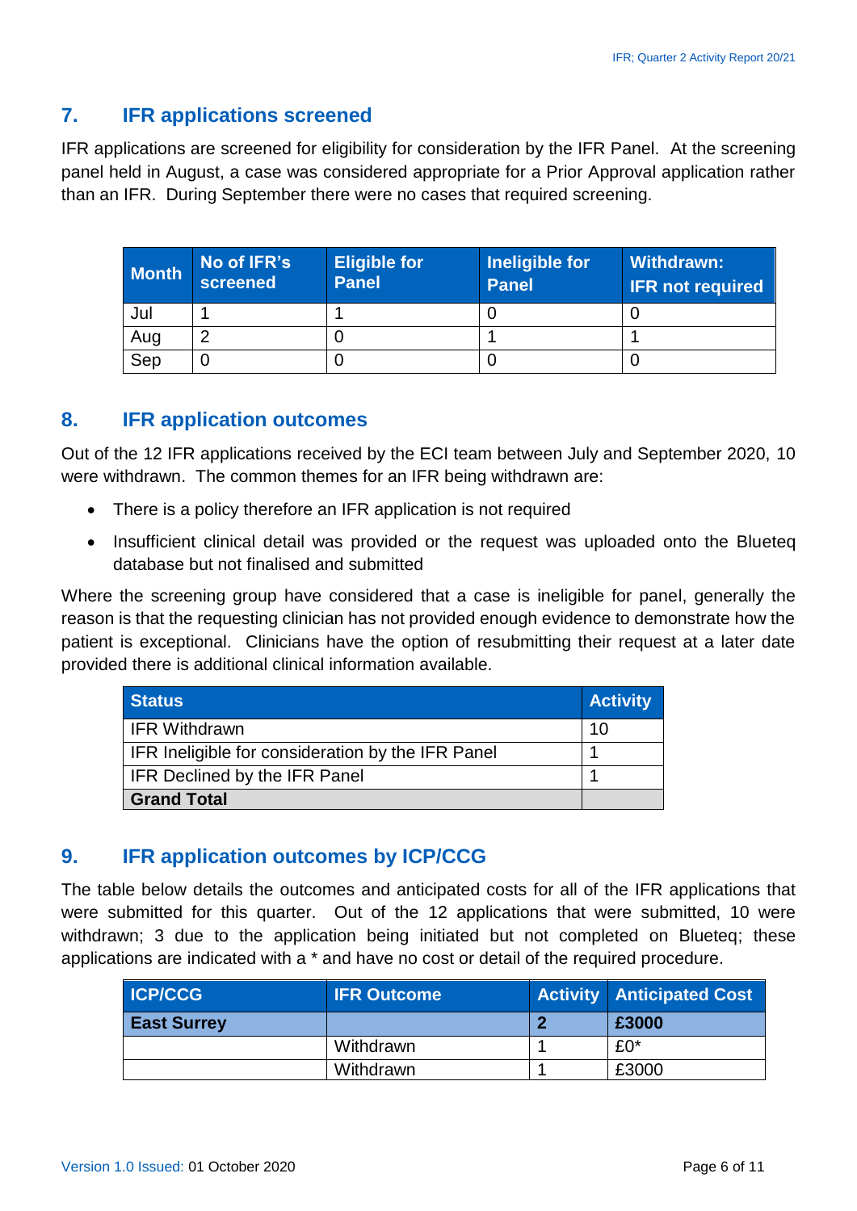## 7. IFR applications screened

IFR applications are screened for eligibility for consideration by the IFR Panel. At the screening panel held in August, a case was considered appropriate for a Prior Approval application rather than an IFR. During September there were no cases that required screening.

| Month | No of IFR's screened | Eligible for Panel | Ineligible for Panel | Withdrawn: IFR not required |
|---|---|---|---|---|
| Jul | 1 | 1 | 0 | 0 |
| Aug | 2 | 0 | 1 | 1 |
| Sep | 0 | 0 | 0 | 0 |

## 8. IFR application outcomes

Out of the 12 IFR applications received by the ECI team between July and September 2020, 10 were withdrawn. The common themes for an IFR being withdrawn are:

- There is a policy therefore an IFR application is not required
- Insufficient clinical detail was provided or the request was uploaded onto the Blueteq database but not finalised and submitted

Where the screening group have considered that a case is ineligible for panel, generally the reason is that the requesting clinician has not provided enough evidence to demonstrate how the patient is exceptional. Clinicians have the option of resubmitting their request at a later date provided there is additional clinical information available.

| Status | Activity |
|---|---|
| IFR Withdrawn | 10 |
| IFR Ineligible for consideration by the IFR Panel | 1 |
| IFR Declined by the IFR Panel | 1 |
| **Grand Total** | |

## 9. IFR application outcomes by ICP/CCG

The table below details the outcomes and anticipated costs for all of the IFR applications that were submitted for this quarter. Out of the 12 applications that were submitted, 10 were withdrawn; 3 due to the application being initiated but not completed on Blueteq; these applications are indicated with a * and have no cost or detail of the required procedure.

| ICP/CCG | IFR Outcome | Activity | Anticipated Cost |
|---|---|---|---|
| **East Surrey** | | **2** | **£3000** |
| | Withdrawn | 1 | £0* |
| | Withdrawn | 1 | £3000 |

Version 1.0 Issued: 01 October 2020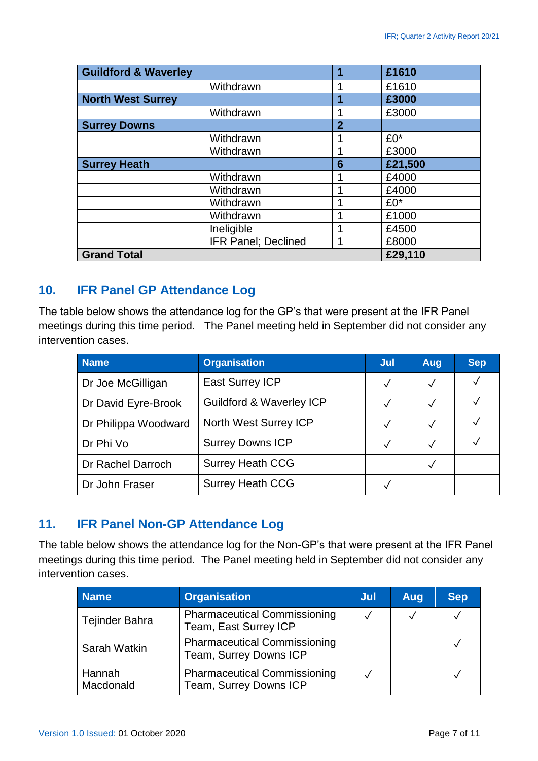| Guildford & Waverley | | 1 | £1610 |
|---|---|---|---|
| | Withdrawn | 1 | £1610 |
| **North West Surrey** | | **1** | **£3000** |
| | Withdrawn | 1 | £3000 |
| **Surrey Downs** | | **2** | |
| | Withdrawn | 1 | £0* |
| | Withdrawn | 1 | £3000 |
| **Surrey Heath** | | **6** | **£21,500** |
| | Withdrawn | 1 | £4000 |
| | Withdrawn | 1 | £4000 |
| | Withdrawn | 1 | £0* |
| | Withdrawn | 1 | £1000 |
| | Ineligible | 1 | £4500 |
| | IFR Panel; Declined | 1 | £8000 |
| **Grand Total** | | | **£29,110** |

## 10. IFR Panel GP Attendance Log

The table below shows the attendance log for the GP's that were present at the IFR Panel meetings during this time period. The Panel meeting held in September did not consider any intervention cases.

| Name | Organisation | Jul | Aug | Sep |
|---|---|---|---|---|
| Dr Joe McGilligan | East Surrey ICP | ✓ | ✓ | ✓ |
| Dr David Eyre-Brook | Guildford & Waverley ICP | ✓ | ✓ | ✓ |
| Dr Philippa Woodward | North West Surrey ICP | ✓ | ✓ | ✓ |
| Dr Phi Vo | Surrey Downs ICP | ✓ | ✓ | ✓ |
| Dr Rachel Darroch | Surrey Heath CCG | | ✓ | |
| Dr John Fraser | Surrey Heath CCG | ✓ | | |

## 11. IFR Panel Non-GP Attendance Log

The table below shows the attendance log for the Non-GP's that were present at the IFR Panel meetings during this time period. The Panel meeting held in September did not consider any intervention cases.

| Name | Organisation | Jul | Aug | Sep |
|---|---|---|---|---|
| Tejinder Bahra | Pharmaceutical Commissioning Team, East Surrey ICP | ✓ | ✓ | ✓ |
| Sarah Watkin | Pharmaceutical Commissioning Team, Surrey Downs ICP | | | ✓ |
| Hannah Macdonald | Pharmaceutical Commissioning Team, Surrey Downs ICP | ✓ | | ✓ |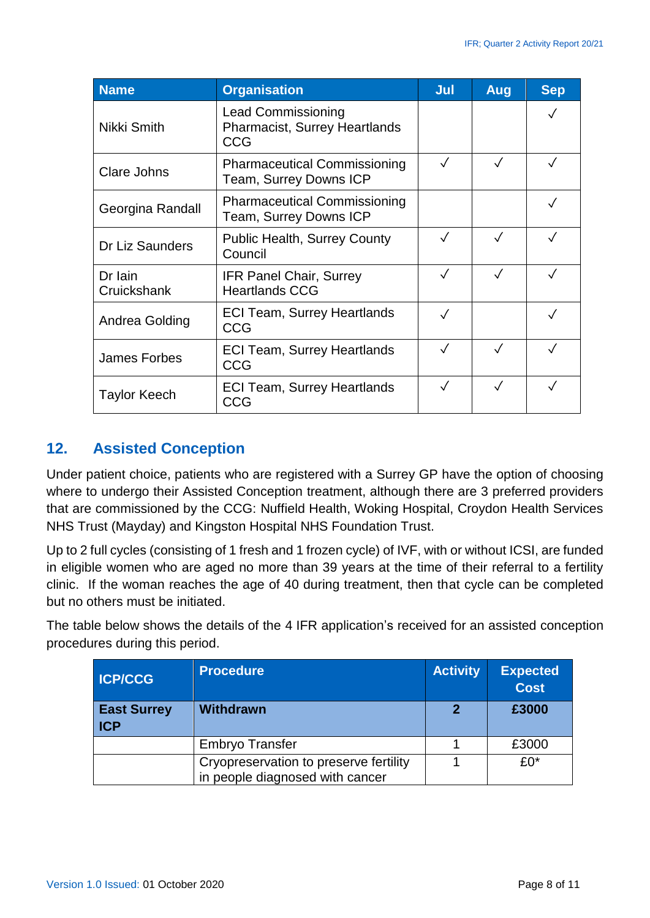| Name | Organisation | Jul | Aug | Sep |
| --- | --- | --- | --- | --- |
| Nikki Smith | Lead Commissioning Pharmacist, Surrey Heartlands CCG | | | ✓ |
| Clare Johns | Pharmaceutical Commissioning Team, Surrey Downs ICP | ✓ | ✓ | ✓ |
| Georgina Randall | Pharmaceutical Commissioning Team, Surrey Downs ICP | | | ✓ |
| Dr Liz Saunders | Public Health, Surrey County Council | ✓ | ✓ | ✓ |
| Dr Iain Cruickshank | IFR Panel Chair, Surrey Heartlands CCG | ✓ | ✓ | ✓ |
| Andrea Golding | ECI Team, Surrey Heartlands CCG | ✓ | | ✓ |
| James Forbes | ECI Team, Surrey Heartlands CCG | ✓ | ✓ | ✓ |
| Taylor Keech | ECI Team, Surrey Heartlands CCG | ✓ | ✓ | ✓ |

## 12. Assisted Conception

Under patient choice, patients who are registered with a Surrey GP have the option of choosing where to undergo their Assisted Conception treatment, although there are 3 preferred providers that are commissioned by the CCG: Nuffield Health, Woking Hospital, Croydon Health Services NHS Trust (Mayday) and Kingston Hospital NHS Foundation Trust.

Up to 2 full cycles (consisting of 1 fresh and 1 frozen cycle) of IVF, with or without ICSI, are funded in eligible women who are aged no more than 39 years at the time of their referral to a fertility clinic. If the woman reaches the age of 40 during treatment, then that cycle can be completed but no others must be initiated.

The table below shows the details of the 4 IFR application's received for an assisted conception procedures during this period.

| ICP/CCG | Procedure | Activity | Expected Cost |
| --- | --- | --- | --- |
| **East Surrey ICP** | **Withdrawn** | **2** | **£3000** |
| | Embryo Transfer | 1 | £3000 |
| | Cryopreservation to preserve fertility in people diagnosed with cancer | 1 | £0* |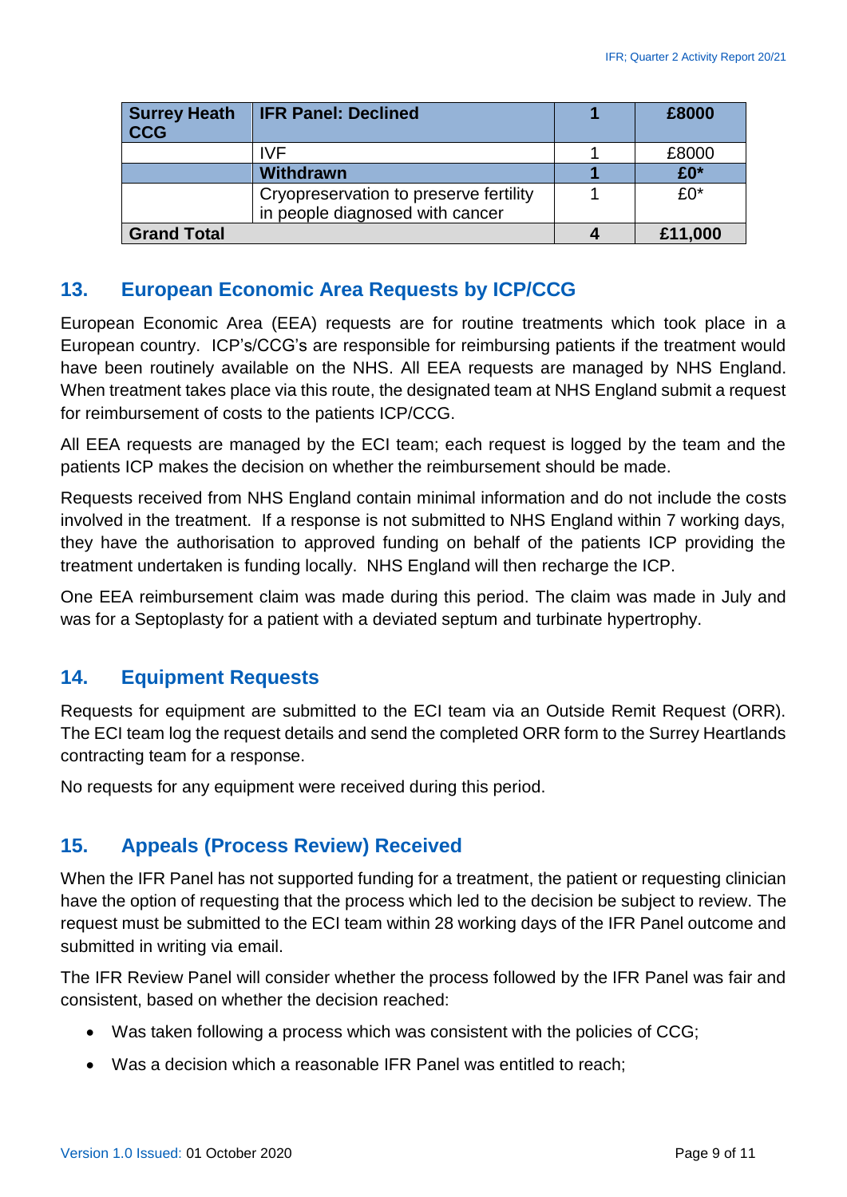| **Surrey Heath CCG** | **IFR Panel: Declined** | **1** | **£8000** |
|---|---|---|---|
| | IVF | 1 | £8000 |
| | **Withdrawn** | **1** | **£0*** |
| | Cryopreservation to preserve fertility in people diagnosed with cancer | 1 | £0* |
| **Grand Total** | | **4** | **£11,000** |

## 13. European Economic Area Requests by ICP/CCG

European Economic Area (EEA) requests are for routine treatments which took place in a European country. ICP's/CCG's are responsible for reimbursing patients if the treatment would have been routinely available on the NHS. All EEA requests are managed by NHS England. When treatment takes place via this route, the designated team at NHS England submit a request for reimbursement of costs to the patients ICP/CCG.

All EEA requests are managed by the ECI team; each request is logged by the team and the patients ICP makes the decision on whether the reimbursement should be made.

Requests received from NHS England contain minimal information and do not include the costs involved in the treatment. If a response is not submitted to NHS England within 7 working days, they have the authorisation to approved funding on behalf of the patients ICP providing the treatment undertaken is funding locally. NHS England will then recharge the ICP.

One EEA reimbursement claim was made during this period. The claim was made in July and was for a Septoplasty for a patient with a deviated septum and turbinate hypertrophy.

## 14. Equipment Requests

Requests for equipment are submitted to the ECI team via an Outside Remit Request (ORR). The ECI team log the request details and send the completed ORR form to the Surrey Heartlands contracting team for a response.

No requests for any equipment were received during this period.

## 15. Appeals (Process Review) Received

When the IFR Panel has not supported funding for a treatment, the patient or requesting clinician have the option of requesting that the process which led to the decision be subject to review. The request must be submitted to the ECI team within 28 working days of the IFR Panel outcome and submitted in writing via email.

The IFR Review Panel will consider whether the process followed by the IFR Panel was fair and consistent, based on whether the decision reached:

- Was taken following a process which was consistent with the policies of CCG;
- Was a decision which a reasonable IFR Panel was entitled to reach;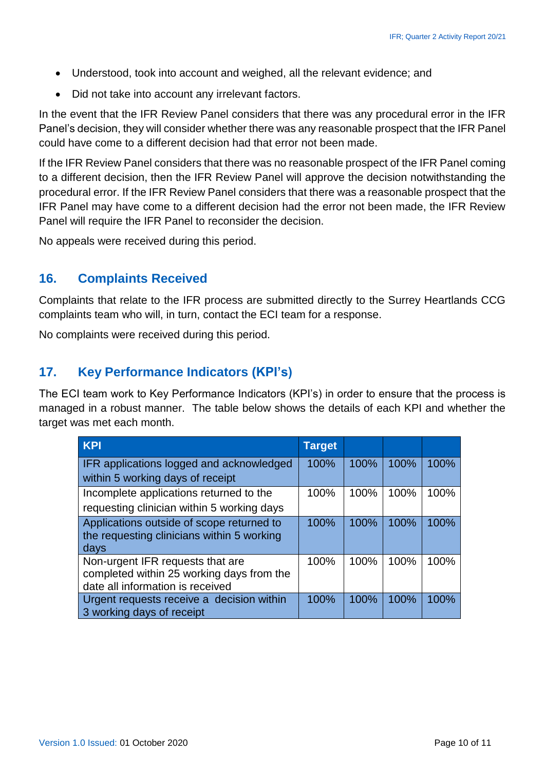- Understood, took into account and weighed, all the relevant evidence; and
- Did not take into account any irrelevant factors.

In the event that the IFR Review Panel considers that there was any procedural error in the IFR Panel's decision, they will consider whether there was any reasonable prospect that the IFR Panel could have come to a different decision had that error not been made.

If the IFR Review Panel considers that there was no reasonable prospect of the IFR Panel coming to a different decision, then the IFR Review Panel will approve the decision notwithstanding the procedural error. If the IFR Review Panel considers that there was a reasonable prospect that the IFR Panel may have come to a different decision had the error not been made, the IFR Review Panel will require the IFR Panel to reconsider the decision.

No appeals were received during this period.

## 16. Complaints Received

Complaints that relate to the IFR process are submitted directly to the Surrey Heartlands CCG complaints team who will, in turn, contact the ECI team for a response.

No complaints were received during this period.

## 17. Key Performance Indicators (KPI's)

The ECI team work to Key Performance Indicators (KPI's) in order to ensure that the process is managed in a robust manner. The table below shows the details of each KPI and whether the target was met each month.

| KPI | Target | | | |
|---|---|---|---|---|
| IFR applications logged and acknowledged within 5 working days of receipt | 100% | 100% | 100% | 100% |
| Incomplete applications returned to the requesting clinician within 5 working days | 100% | 100% | 100% | 100% |
| Applications outside of scope returned to the requesting clinicians within 5 working days | 100% | 100% | 100% | 100% |
| Non-urgent IFR requests that are completed within 25 working days from the date all information is received | 100% | 100% | 100% | 100% |
| Urgent requests receive a decision within 3 working days of receipt | 100% | 100% | 100% | 100% |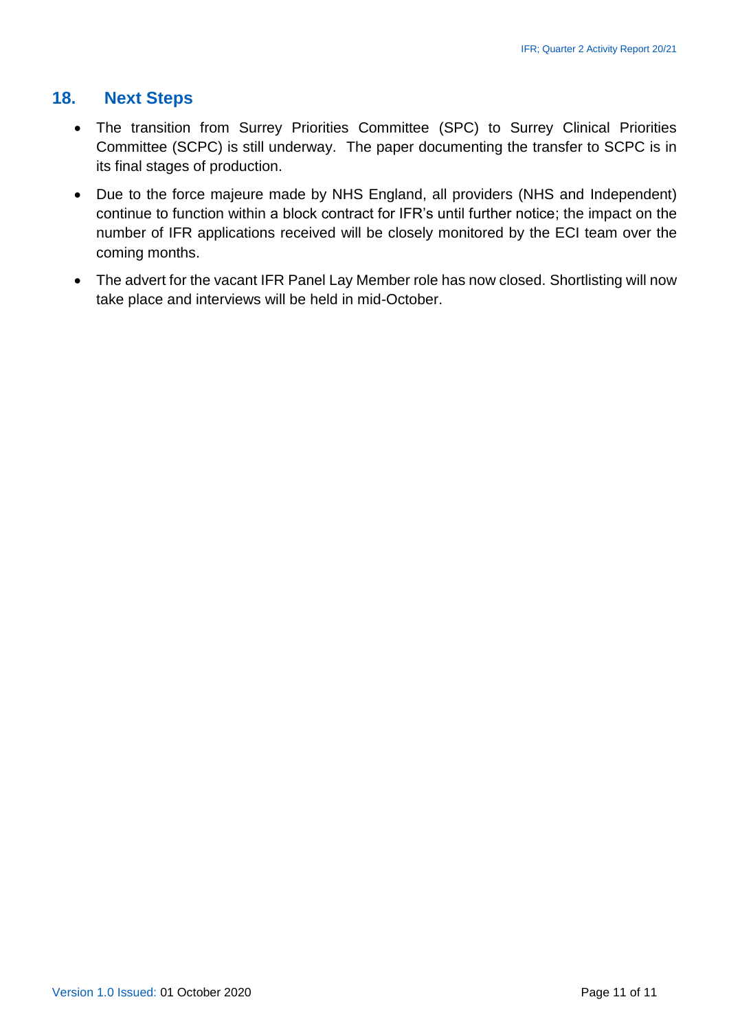## 18. Next Steps

- The transition from Surrey Priorities Committee (SPC) to Surrey Clinical Priorities Committee (SCPC) is still underway. The paper documenting the transfer to SCPC is in its final stages of production.
- Due to the force majeure made by NHS England, all providers (NHS and Independent) continue to function within a block contract for IFR's until further notice; the impact on the number of IFR applications received will be closely monitored by the ECI team over the coming months.
- The advert for the vacant IFR Panel Lay Member role has now closed. Shortlisting will now take place and interviews will be held in mid-October.